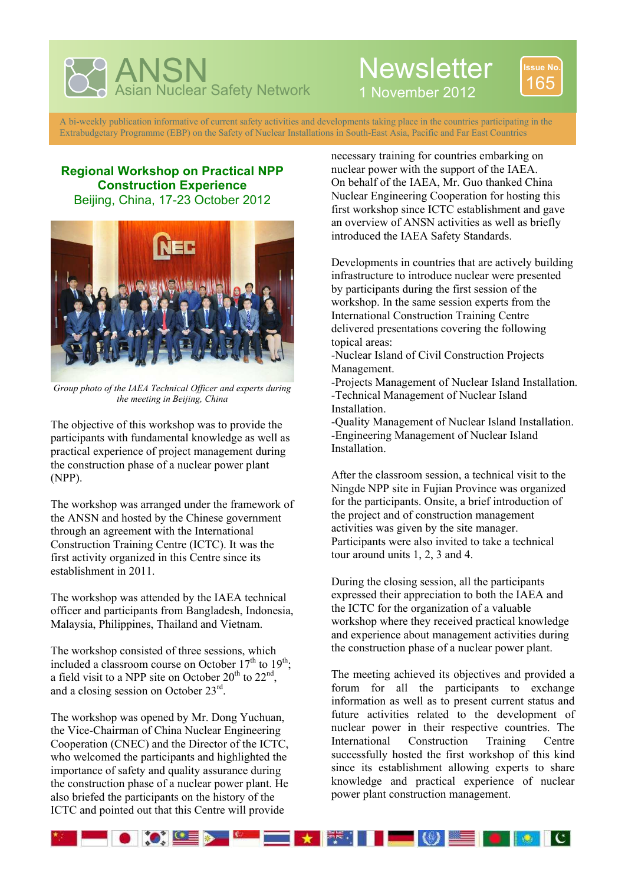# ANSN Asian Nuclear Safety Network

# Newsletter

1 November 2012

Issue No. 165

A bi-weekly publication informative of current safety activities and developments taking place in the countries participating in the Extrabudgetary Programme (EBP) on the Safety of Nuclear Installations in South-East Asia, Pacific and Far East Countries

## Regional Workshop on Practical NPP Construction Experience

Beijing, China, 17-23 October 2012

*Group photo of the IAEA Technical Officer and experts during the meeting in Beijing, China*

The objective of this workshop was to provide the participants with fundamental knowledge as well as practical experience of project management during the construction phase of a nuclear power plant (NPP).

The workshop was arranged under the framework of the ANSN and hosted by the Chinese government through an agreement with the International Construction Training Centre (ICTC). It was the first activity organized in this Centre since its establishment in 2011.

The workshop was attended by the IAEA technical officer and participants from Bangladesh, Indonesia, Malaysia, Philippines, Thailand and Vietnam.

The workshop consisted of three sessions, which included a classroom course on October 17th to 19th; a field visit to a NPP site on October 20th to 22nd, and a closing session on October 23rd.

The workshop was opened by Mr. Dong Yuchuan, the Vice-Chairman of China Nuclear Engineering Cooperation (CNEC) and the Director of the ICTC, who welcomed the participants and highlighted the importance of safety and quality assurance during the construction phase of a nuclear power plant. He also briefed the participants on the history of the ICTC and pointed out that this Centre will provide necessary training for countries embarking on nuclear power with the support of the IAEA.
On behalf of the IAEA, Mr. Guo thanked China Nuclear Engineering Cooperation for hosting this first workshop since ICTC establishment and gave an overview of ANSN activities as well as briefly introduced the IAEA Safety Standards.

Developments in countries that are actively building infrastructure to introduce nuclear were presented by participants during the first session of the workshop. In the same session experts from the International Construction Training Centre delivered presentations covering the following topical areas:
-Nuclear Island of Civil Construction Projects Management.
-Projects Management of Nuclear Island Installation.
-Technical Management of Nuclear Island Installation.
-Quality Management of Nuclear Island Installation.
-Engineering Management of Nuclear Island Installation.

After the classroom session, a technical visit to the Ningde NPP site in Fujian Province was organized for the participants. Onsite, a brief introduction of the project and of construction management activities was given by the site manager. Participants were also invited to take a technical tour around units 1, 2, 3 and 4.

During the closing session, all the participants expressed their appreciation to both the IAEA and the ICTC for the organization of a valuable workshop where they received practical knowledge and experience about management activities during the construction phase of a nuclear power plant.

The meeting achieved its objectives and provided a forum for all the participants to exchange information as well as to present current status and future activities related to the development of nuclear power in their respective countries. The International Construction Training Centre successfully hosted the first workshop of this kind since its establishment allowing experts to share knowledge and practical experience of nuclear power plant construction management.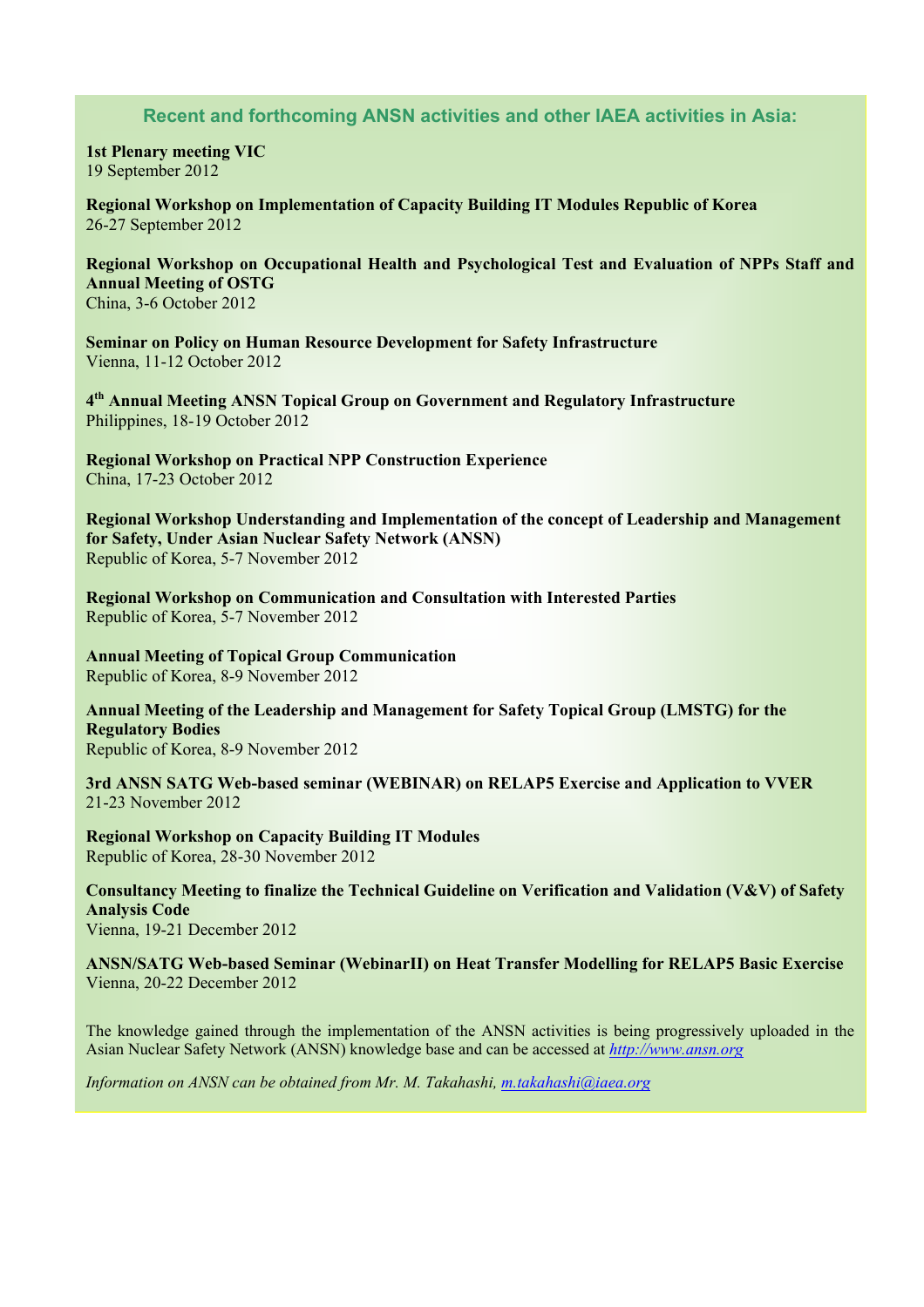## Recent and forthcoming ANSN activities and other IAEA activities in Asia:

**1st Plenary meeting VIC**
19 September 2012

**Regional Workshop on Implementation of Capacity Building IT Modules Republic of Korea**
26-27 September 2012

**Regional Workshop on Occupational Health and Psychological Test and Evaluation of NPPs Staff and Annual Meeting of OSTG**
China, 3-6 October 2012

**Seminar on Policy on Human Resource Development for Safety Infrastructure**
Vienna, 11-12 October 2012

**4th Annual Meeting ANSN Topical Group on Government and Regulatory Infrastructure**
Philippines, 18-19 October 2012

**Regional Workshop on Practical NPP Construction Experience**
China, 17-23 October 2012

**Regional Workshop Understanding and Implementation of the concept of Leadership and Management for Safety, Under Asian Nuclear Safety Network (ANSN)**
Republic of Korea, 5-7 November 2012

**Regional Workshop on Communication and Consultation with Interested Parties**
Republic of Korea, 5-7 November 2012

**Annual Meeting of Topical Group Communication**
Republic of Korea, 8-9 November 2012

**Annual Meeting of the Leadership and Management for Safety Topical Group (LMSTG) for the Regulatory Bodies**
Republic of Korea, 8-9 November 2012

**3rd ANSN SATG Web-based seminar (WEBINAR) on RELAP5 Exercise and Application to VVER**
21-23 November 2012

**Regional Workshop on Capacity Building IT Modules**
Republic of Korea, 28-30 November 2012

**Consultancy Meeting to finalize the Technical Guideline on Verification and Validation (V&V) of Safety Analysis Code**
Vienna, 19-21 December 2012

**ANSN/SATG Web-based Seminar (WebinarII) on Heat Transfer Modelling for RELAP5 Basic Exercise**
Vienna, 20-22 December 2012

The knowledge gained through the implementation of the ANSN activities is being progressively uploaded in the Asian Nuclear Safety Network (ANSN) knowledge base and can be accessed at *http://www.ansn.org*

*Information on ANSN can be obtained from Mr. M. Takahashi, m.takahashi@iaea.org*